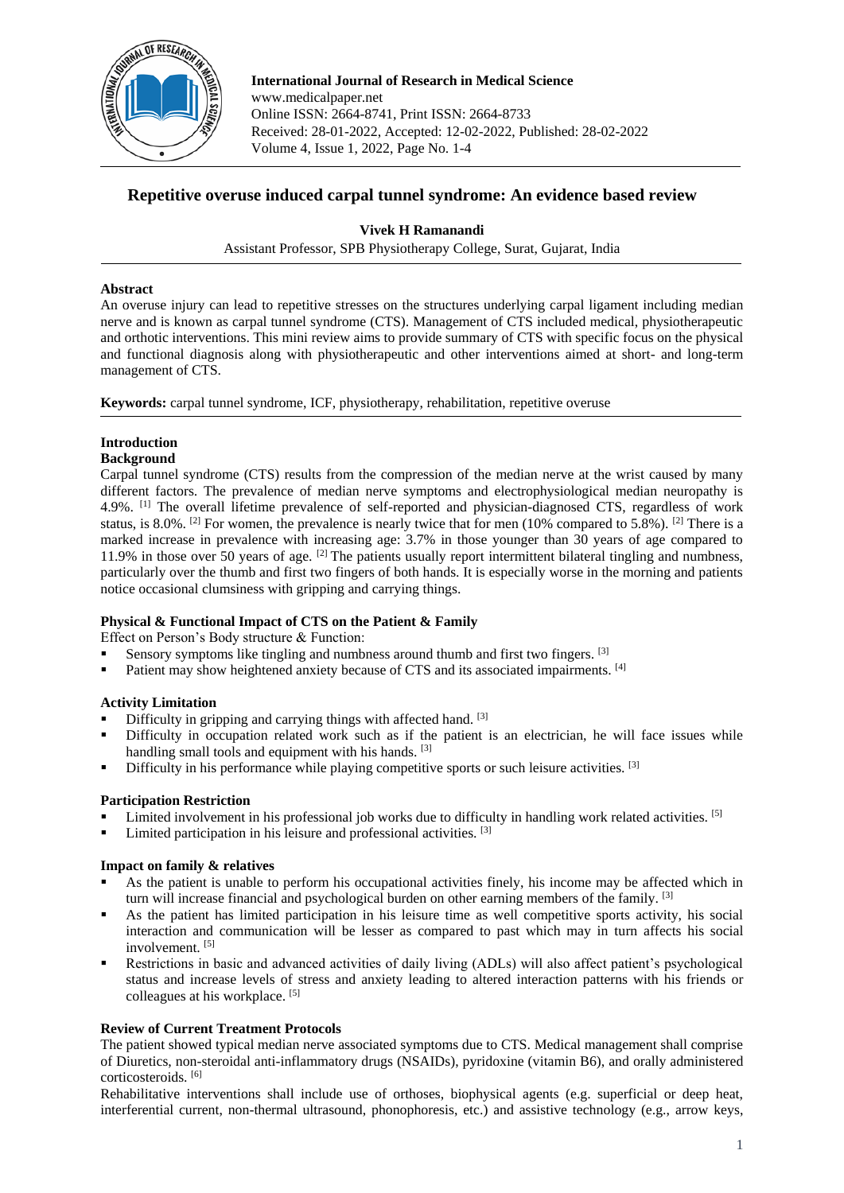**International Journal of Research in Medical Science**
www.medicalpaper.net
Online ISSN: 2664-8741, Print ISSN: 2664-8733
Received: 28-01-2022, Accepted: 12-02-2022, Published: 28-02-2022
Volume 4, Issue 1, 2022, Page No. 1-4

# Repetitive overuse induced carpal tunnel syndrome: An evidence based review

**Vivek H Ramanandi**

Assistant Professor, SPB Physiotherapy College, Surat, Gujarat, India

## Abstract

An overuse injury can lead to repetitive stresses on the structures underlying carpal ligament including median nerve and is known as carpal tunnel syndrome (CTS). Management of CTS included medical, physiotherapeutic and orthotic interventions. This mini review aims to provide summary of CTS with specific focus on the physical and functional diagnosis along with physiotherapeutic and other interventions aimed at short- and long-term management of CTS.

**Keywords:** carpal tunnel syndrome, ICF, physiotherapy, rehabilitation, repetitive overuse

## Introduction

### Background

Carpal tunnel syndrome (CTS) results from the compression of the median nerve at the wrist caused by many different factors. The prevalence of median nerve symptoms and electrophysiological median neuropathy is 4.9%. [1] The overall lifetime prevalence of self-reported and physician-diagnosed CTS, regardless of work status, is 8.0%. [2] For women, the prevalence is nearly twice that for men (10% compared to 5.8%). [2] There is a marked increase in prevalence with increasing age: 3.7% in those younger than 30 years of age compared to 11.9% in those over 50 years of age. [2] The patients usually report intermittent bilateral tingling and numbness, particularly over the thumb and first two fingers of both hands. It is especially worse in the morning and patients notice occasional clumsiness with gripping and carrying things.

### Physical & Functional Impact of CTS on the Patient & Family

Effect on Person's Body structure & Function:

- Sensory symptoms like tingling and numbness around thumb and first two fingers. [3]
- Patient may show heightened anxiety because of CTS and its associated impairments. [4]

### Activity Limitation

- Difficulty in gripping and carrying things with affected hand. [3]
- Difficulty in occupation related work such as if the patient is an electrician, he will face issues while handling small tools and equipment with his hands. [3]
- Difficulty in his performance while playing competitive sports or such leisure activities. [3]

### Participation Restriction

- Limited involvement in his professional job works due to difficulty in handling work related activities. [5]
- Limited participation in his leisure and professional activities. [3]

### Impact on family & relatives

- As the patient is unable to perform his occupational activities finely, his income may be affected which in turn will increase financial and psychological burden on other earning members of the family. [3]
- As the patient has limited participation in his leisure time as well competitive sports activity, his social interaction and communication will be lesser as compared to past which may in turn affects his social involvement. [5]
- Restrictions in basic and advanced activities of daily living (ADLs) will also affect patient's psychological status and increase levels of stress and anxiety leading to altered interaction patterns with his friends or colleagues at his workplace. [5]

### Review of Current Treatment Protocols

The patient showed typical median nerve associated symptoms due to CTS. Medical management shall comprise of Diuretics, non-steroidal anti-inflammatory drugs (NSAIDs), pyridoxine (vitamin B6), and orally administered corticosteroids. [6]

Rehabilitative interventions shall include use of orthoses, biophysical agents (e.g. superficial or deep heat, interferential current, non-thermal ultrasound, phonophoresis, etc.) and assistive technology (e.g., arrow keys,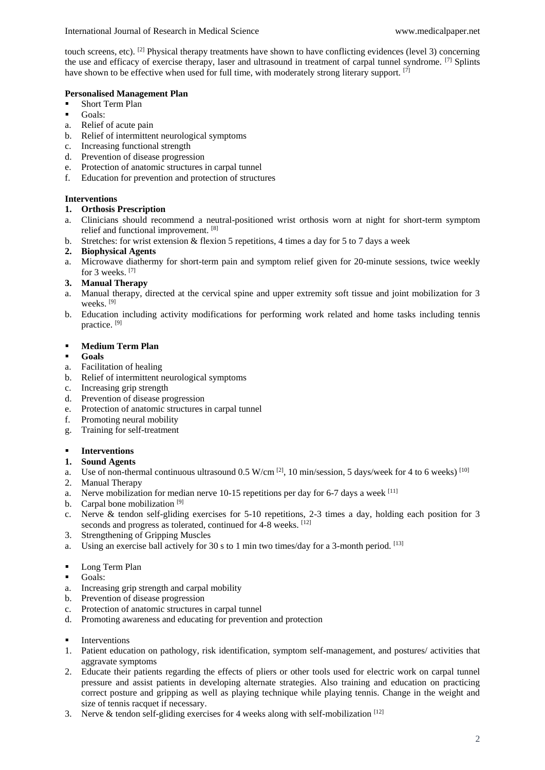touch screens, etc). [2] Physical therapy treatments have shown to have conflicting evidences (level 3) concerning the use and efficacy of exercise therapy, laser and ultrasound in treatment of carpal tunnel syndrome. [7] Splints have shown to be effective when used for full time, with moderately strong literary support. [7]

**Personalised Management Plan**

- Short Term Plan
- Goals:

a. Relief of acute pain
b. Relief of intermittent neurological symptoms
c. Increasing functional strength
d. Prevention of disease progression
e. Protection of anatomic structures in carpal tunnel
f. Education for prevention and protection of structures

**Interventions**

**1. Orthosis Prescription**

a. Clinicians should recommend a neutral-positioned wrist orthosis worn at night for short-term symptom relief and functional improvement. [8]
b. Stretches: for wrist extension & flexion 5 repetitions, 4 times a day for 5 to 7 days a week

**2. Biophysical Agents**

a. Microwave diathermy for short-term pain and symptom relief given for 20-minute sessions, twice weekly for 3 weeks. [7]

**3. Manual Therapy**

a. Manual therapy, directed at the cervical spine and upper extremity soft tissue and joint mobilization for 3 weeks. [9]
b. Education including activity modifications for performing work related and home tasks including tennis practice. [9]

- **Medium Term Plan**
- **Goals**

a. Facilitation of healing
b. Relief of intermittent neurological symptoms
c. Increasing grip strength
d. Prevention of disease progression
e. Protection of anatomic structures in carpal tunnel
f. Promoting neural mobility
g. Training for self-treatment

- **Interventions**

**1. Sound Agents**

a. Use of non-thermal continuous ultrasound 0.5 W/cm [2], 10 min/session, 5 days/week for 4 to 6 weeks) [10]

2. Manual Therapy

a. Nerve mobilization for median nerve 10-15 repetitions per day for 6-7 days a week [11]
b. Carpal bone mobilization [9]
c. Nerve & tendon self-gliding exercises for 5-10 repetitions, 2-3 times a day, holding each position for 3 seconds and progress as tolerated, continued for 4-8 weeks. [12]

3. Strengthening of Gripping Muscles

a. Using an exercise ball actively for 30 s to 1 min two times/day for a 3-month period. [13]

- Long Term Plan
- Goals:

a. Increasing grip strength and carpal mobility
b. Prevention of disease progression
c. Protection of anatomic structures in carpal tunnel
d. Promoting awareness and educating for prevention and protection

- Interventions

1. Patient education on pathology, risk identification, symptom self-management, and postures/ activities that aggravate symptoms
2. Educate their patients regarding the effects of pliers or other tools used for electric work on carpal tunnel pressure and assist patients in developing alternate strategies. Also training and education on practicing correct posture and gripping as well as playing technique while playing tennis. Change in the weight and size of tennis racquet if necessary.
3. Nerve & tendon self-gliding exercises for 4 weeks along with self-mobilization [12]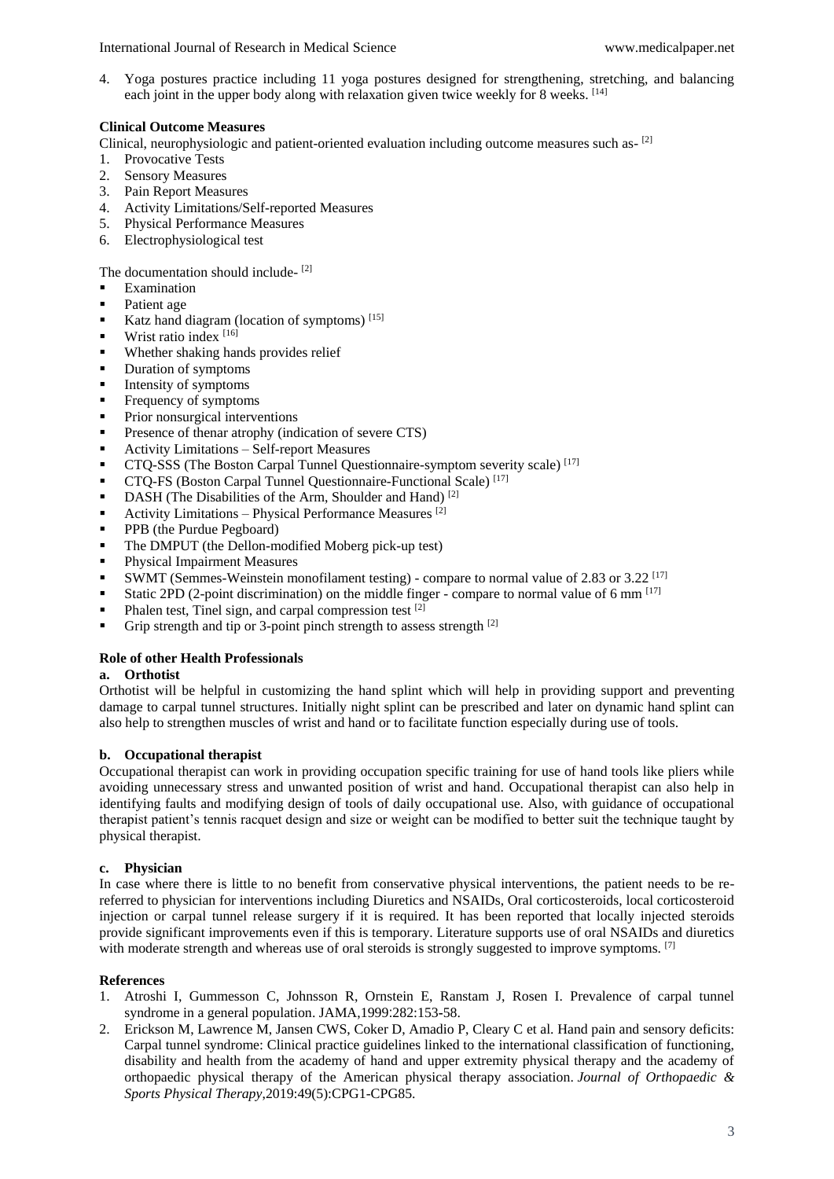4. Yoga postures practice including 11 yoga postures designed for strengthening, stretching, and balancing each joint in the upper body along with relaxation given twice weekly for 8 weeks. [14]

**Clinical Outcome Measures**

Clinical, neurophysiologic and patient-oriented evaluation including outcome measures such as- [2]

1. Provocative Tests
2. Sensory Measures
3. Pain Report Measures
4. Activity Limitations/Self-reported Measures
5. Physical Performance Measures
6. Electrophysiological test

The documentation should include- [2]

- Examination
- Patient age
- Katz hand diagram (location of symptoms) [15]
- Wrist ratio index [16]
- Whether shaking hands provides relief
- Duration of symptoms
- Intensity of symptoms
- Frequency of symptoms
- Prior nonsurgical interventions
- Presence of thenar atrophy (indication of severe CTS)
- Activity Limitations – Self-report Measures
- CTQ-SSS (The Boston Carpal Tunnel Questionnaire-symptom severity scale) [17]
- CTQ-FS (Boston Carpal Tunnel Questionnaire-Functional Scale) [17]
- DASH (The Disabilities of the Arm, Shoulder and Hand) [2]
- Activity Limitations – Physical Performance Measures [2]
- PPB (the Purdue Pegboard)
- The DMPUT (the Dellon-modified Moberg pick-up test)
- Physical Impairment Measures
- SWMT (Semmes-Weinstein monofilament testing) - compare to normal value of 2.83 or 3.22 [17]
- Static 2PD (2-point discrimination) on the middle finger - compare to normal value of 6 mm [17]
- Phalen test, Tinel sign, and carpal compression test [2]
- Grip strength and tip or 3-point pinch strength to assess strength [2]

**Role of other Health Professionals**

**a. Orthotist**

Orthotist will be helpful in customizing the hand splint which will help in providing support and preventing damage to carpal tunnel structures. Initially night splint can be prescribed and later on dynamic hand splint can also help to strengthen muscles of wrist and hand or to facilitate function especially during use of tools.

**b. Occupational therapist**

Occupational therapist can work in providing occupation specific training for use of hand tools like pliers while avoiding unnecessary stress and unwanted position of wrist and hand. Occupational therapist can also help in identifying faults and modifying design of tools of daily occupational use. Also, with guidance of occupational therapist patient's tennis racquet design and size or weight can be modified to better suit the technique taught by physical therapist.

**c. Physician**

In case where there is little to no benefit from conservative physical interventions, the patient needs to be re-referred to physician for interventions including Diuretics and NSAIDs, Oral corticosteroids, local corticosteroid injection or carpal tunnel release surgery if it is required. It has been reported that locally injected steroids provide significant improvements even if this is temporary. Literature supports use of oral NSAIDs and diuretics with moderate strength and whereas use of oral steroids is strongly suggested to improve symptoms. [7]

**References**

1. Atroshi I, Gummesson C, Johnsson R, Ornstein E, Ranstam J, Rosen I. Prevalence of carpal tunnel syndrome in a general population. JAMA,1999:282:153-58.
2. Erickson M, Lawrence M, Jansen CWS, Coker D, Amadio P, Cleary C et al. Hand pain and sensory deficits: Carpal tunnel syndrome: Clinical practice guidelines linked to the international classification of functioning, disability and health from the academy of hand and upper extremity physical therapy and the academy of orthopaedic physical therapy of the American physical therapy association. *Journal of Orthopaedic & Sports Physical Therapy*,2019:49(5):CPG1-CPG85.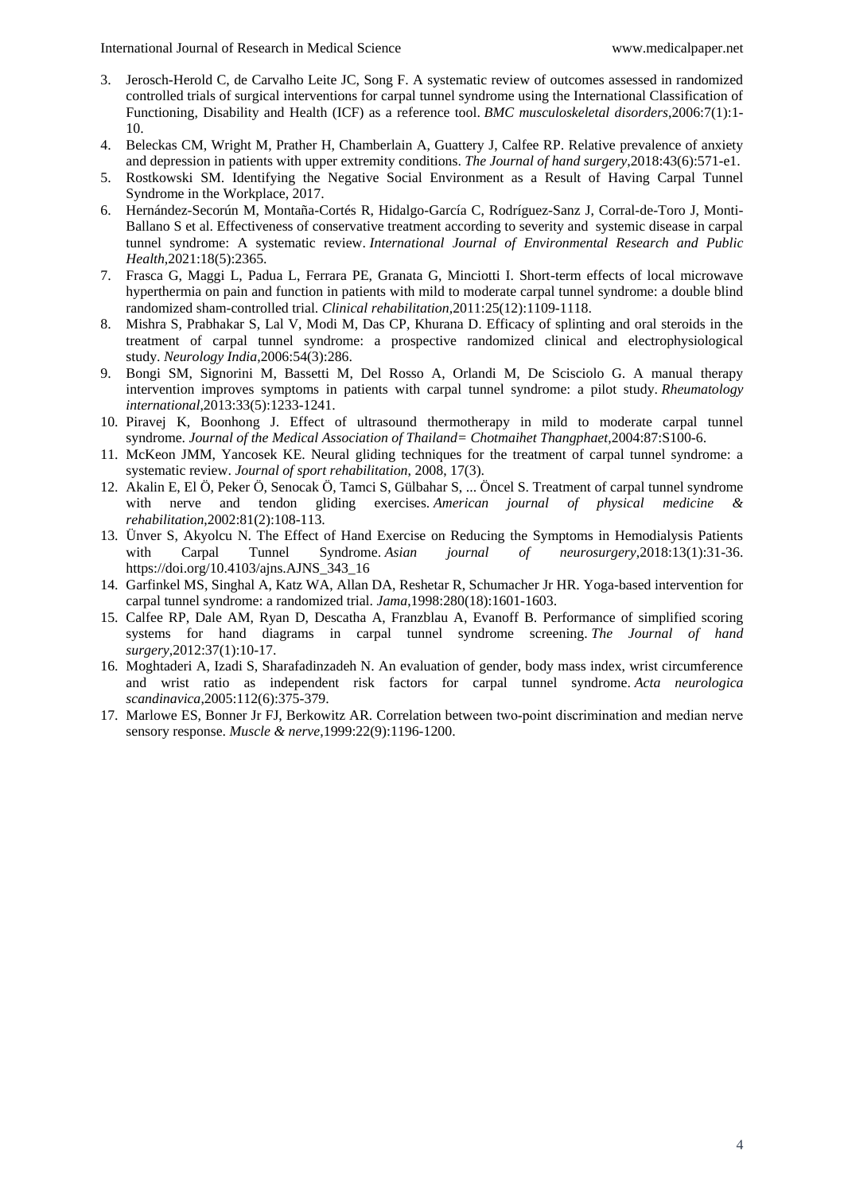3. Jerosch-Herold C, de Carvalho Leite JC, Song F. A systematic review of outcomes assessed in randomized controlled trials of surgical interventions for carpal tunnel syndrome using the International Classification of Functioning, Disability and Health (ICF) as a reference tool. *BMC musculoskeletal disorders*,2006:7(1):1-10.
4. Beleckas CM, Wright M, Prather H, Chamberlain A, Guattery J, Calfee RP. Relative prevalence of anxiety and depression in patients with upper extremity conditions. *The Journal of hand surgery*,2018:43(6):571-e1.
5. Rostkowski SM. Identifying the Negative Social Environment as a Result of Having Carpal Tunnel Syndrome in the Workplace, 2017.
6. Hernández-Secorún M, Montaña-Cortés R, Hidalgo-García C, Rodríguez-Sanz J, Corral-de-Toro J, Monti-Ballano S et al. Effectiveness of conservative treatment according to severity and systemic disease in carpal tunnel syndrome: A systematic review. *International Journal of Environmental Research and Public Health*,2021:18(5):2365.
7. Frasca G, Maggi L, Padua L, Ferrara PE, Granata G, Minciotti I. Short-term effects of local microwave hyperthermia on pain and function in patients with mild to moderate carpal tunnel syndrome: a double blind randomized sham-controlled trial. *Clinical rehabilitation*,2011:25(12):1109-1118.
8. Mishra S, Prabhakar S, Lal V, Modi M, Das CP, Khurana D. Efficacy of splinting and oral steroids in the treatment of carpal tunnel syndrome: a prospective randomized clinical and electrophysiological study. *Neurology India*,2006:54(3):286.
9. Bongi SM, Signorini M, Bassetti M, Del Rosso A, Orlandi M, De Scisciolo G. A manual therapy intervention improves symptoms in patients with carpal tunnel syndrome: a pilot study. *Rheumatology international*,2013:33(5):1233-1241.
10. Piravej K, Boonhong J. Effect of ultrasound thermotherapy in mild to moderate carpal tunnel syndrome. *Journal of the Medical Association of Thailand= Chotmaihet Thangphaet*,2004:87:S100-6.
11. McKeon JMM, Yancosek KE. Neural gliding techniques for the treatment of carpal tunnel syndrome: a systematic review. *Journal of sport rehabilitation*, 2008, 17(3).
12. Akalin E, El Ö, Peker Ö, Senocak Ö, Tamci S, Gülbahar S, ... Öncel S. Treatment of carpal tunnel syndrome with nerve and tendon gliding exercises. *American journal of physical medicine & rehabilitation*,2002:81(2):108-113.
13. Ünver S, Akyolcu N. The Effect of Hand Exercise on Reducing the Symptoms in Hemodialysis Patients with Carpal Tunnel Syndrome. *Asian journal of neurosurgery*,2018:13(1):31-36. https://doi.org/10.4103/ajns.AJNS_343_16
14. Garfinkel MS, Singhal A, Katz WA, Allan DA, Reshetar R, Schumacher Jr HR. Yoga-based intervention for carpal tunnel syndrome: a randomized trial. *Jama*,1998:280(18):1601-1603.
15. Calfee RP, Dale AM, Ryan D, Descatha A, Franzblau A, Evanoff B. Performance of simplified scoring systems for hand diagrams in carpal tunnel syndrome screening. *The Journal of hand surgery*,2012:37(1):10-17.
16. Moghtaderi A, Izadi S, Sharafadinzadeh N. An evaluation of gender, body mass index, wrist circumference and wrist ratio as independent risk factors for carpal tunnel syndrome. *Acta neurologica scandinavica*,2005:112(6):375-379.
17. Marlowe ES, Bonner Jr FJ, Berkowitz AR. Correlation between two-point discrimination and median nerve sensory response. *Muscle & nerve*,1999:22(9):1196-1200.